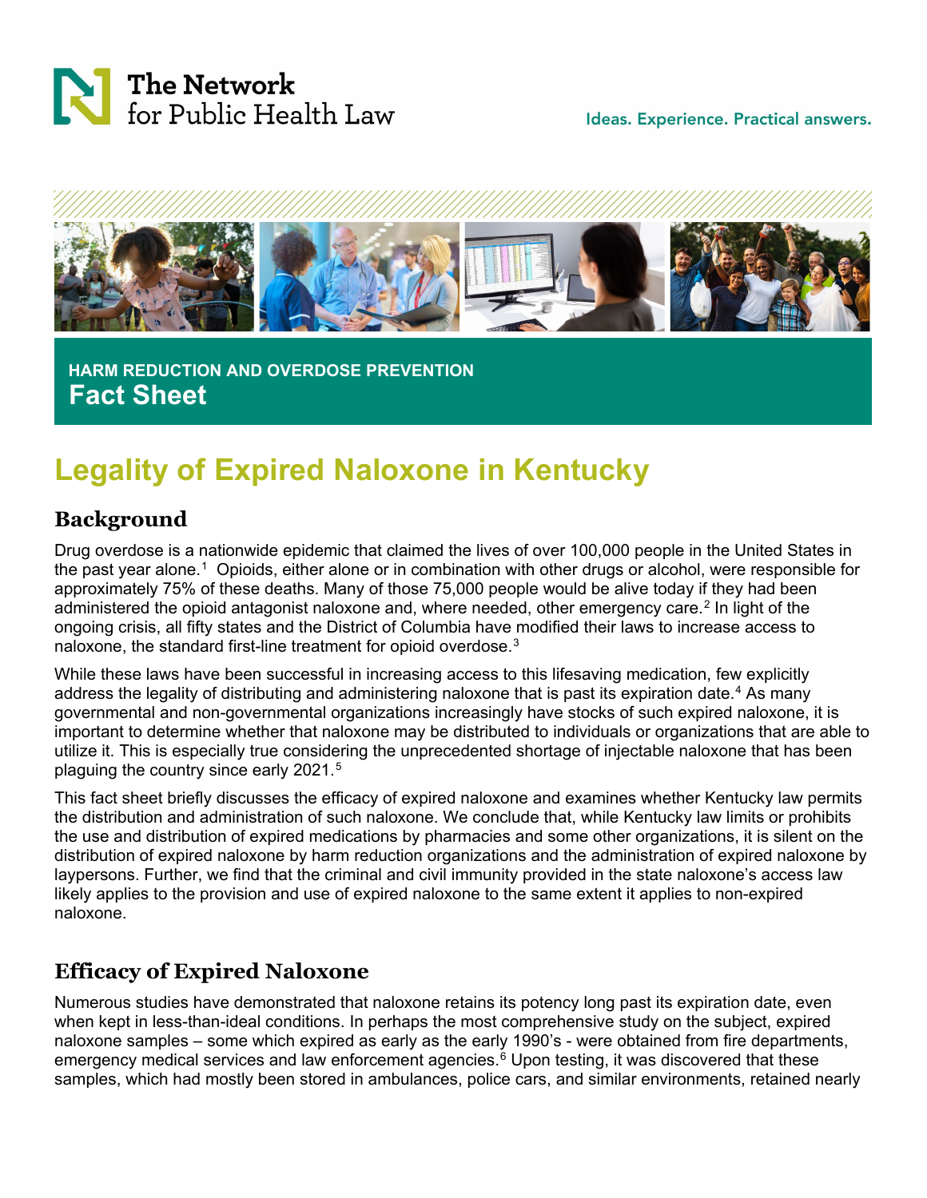The Network for Public Health Law

Ideas. Experience. Practical answers.

HARM REDUCTION AND OVERDOSE PREVENTION

**Fact Sheet**

# Legality of Expired Naloxone in Kentucky

## Background

Drug overdose is a nationwide epidemic that claimed the lives of over 100,000 people in the United States in the past year alone.[1] Opioids, either alone or in combination with other drugs or alcohol, were responsible for approximately 75% of these deaths. Many of those 75,000 people would be alive today if they had been administered the opioid antagonist naloxone and, where needed, other emergency care.[2] In light of the ongoing crisis, all fifty states and the District of Columbia have modified their laws to increase access to naloxone, the standard first-line treatment for opioid overdose.[3]

While these laws have been successful in increasing access to this lifesaving medication, few explicitly address the legality of distributing and administering naloxone that is past its expiration date.[4] As many governmental and non-governmental organizations increasingly have stocks of such expired naloxone, it is important to determine whether that naloxone may be distributed to individuals or organizations that are able to utilize it. This is especially true considering the unprecedented shortage of injectable naloxone that has been plaguing the country since early 2021.[5]

This fact sheet briefly discusses the efficacy of expired naloxone and examines whether Kentucky law permits the distribution and administration of such naloxone. We conclude that, while Kentucky law limits or prohibits the use and distribution of expired medications by pharmacies and some other organizations, it is silent on the distribution of expired naloxone by harm reduction organizations and the administration of expired naloxone by laypersons. Further, we find that the criminal and civil immunity provided in the state naloxone's access law likely applies to the provision and use of expired naloxone to the same extent it applies to non-expired naloxone.

## Efficacy of Expired Naloxone

Numerous studies have demonstrated that naloxone retains its potency long past its expiration date, even when kept in less-than-ideal conditions. In perhaps the most comprehensive study on the subject, expired naloxone samples – some which expired as early as the early 1990's - were obtained from fire departments, emergency medical services and law enforcement agencies.[6] Upon testing, it was discovered that these samples, which had mostly been stored in ambulances, police cars, and similar environments, retained nearly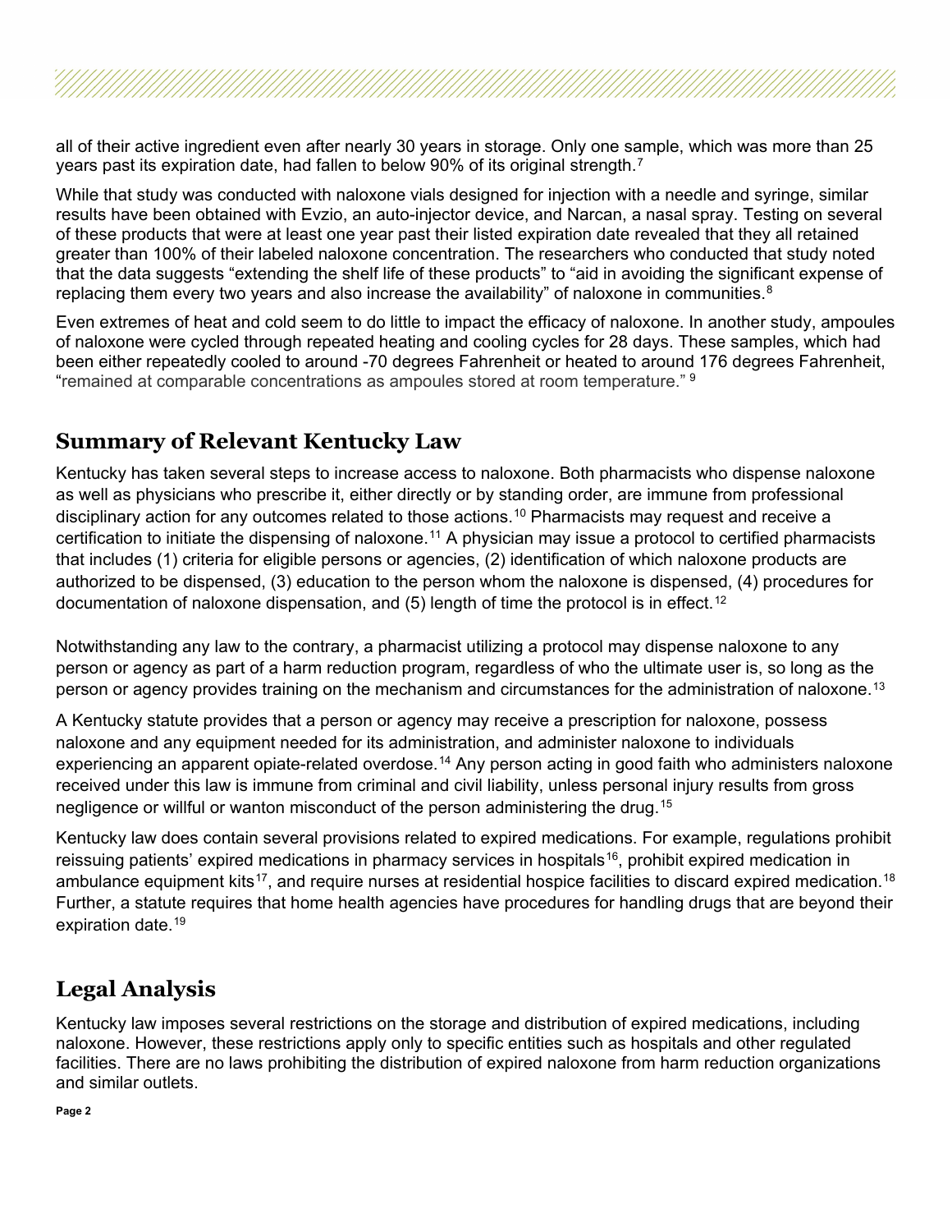all of their active ingredient even after nearly 30 years in storage. Only one sample, which was more than 25 years past its expiration date, had fallen to below 90% of its original strength.[7]

While that study was conducted with naloxone vials designed for injection with a needle and syringe, similar results have been obtained with Evzio, an auto-injector device, and Narcan, a nasal spray. Testing on several of these products that were at least one year past their listed expiration date revealed that they all retained greater than 100% of their labeled naloxone concentration. The researchers who conducted that study noted that the data suggests "extending the shelf life of these products" to "aid in avoiding the significant expense of replacing them every two years and also increase the availability" of naloxone in communities.[8]

Even extremes of heat and cold seem to do little to impact the efficacy of naloxone. In another study, ampoules of naloxone were cycled through repeated heating and cooling cycles for 28 days. These samples, which had been either repeatedly cooled to around -70 degrees Fahrenheit or heated to around 176 degrees Fahrenheit, "remained at comparable concentrations as ampoules stored at room temperature." [9]

## Summary of Relevant Kentucky Law

Kentucky has taken several steps to increase access to naloxone. Both pharmacists who dispense naloxone as well as physicians who prescribe it, either directly or by standing order, are immune from professional disciplinary action for any outcomes related to those actions.[10] Pharmacists may request and receive a certification to initiate the dispensing of naloxone.[11] A physician may issue a protocol to certified pharmacists that includes (1) criteria for eligible persons or agencies, (2) identification of which naloxone products are authorized to be dispensed, (3) education to the person whom the naloxone is dispensed, (4) procedures for documentation of naloxone dispensation, and (5) length of time the protocol is in effect.[12]

Notwithstanding any law to the contrary, a pharmacist utilizing a protocol may dispense naloxone to any person or agency as part of a harm reduction program, regardless of who the ultimate user is, so long as the person or agency provides training on the mechanism and circumstances for the administration of naloxone.[13]

A Kentucky statute provides that a person or agency may receive a prescription for naloxone, possess naloxone and any equipment needed for its administration, and administer naloxone to individuals experiencing an apparent opiate-related overdose.[14] Any person acting in good faith who administers naloxone received under this law is immune from criminal and civil liability, unless personal injury results from gross negligence or willful or wanton misconduct of the person administering the drug.[15]

Kentucky law does contain several provisions related to expired medications. For example, regulations prohibit reissuing patients' expired medications in pharmacy services in hospitals[16], prohibit expired medication in ambulance equipment kits[17], and require nurses at residential hospice facilities to discard expired medication.[18] Further, a statute requires that home health agencies have procedures for handling drugs that are beyond their expiration date.[19]

## Legal Analysis

Kentucky law imposes several restrictions on the storage and distribution of expired medications, including naloxone. However, these restrictions apply only to specific entities such as hospitals and other regulated facilities. There are no laws prohibiting the distribution of expired naloxone from harm reduction organizations and similar outlets.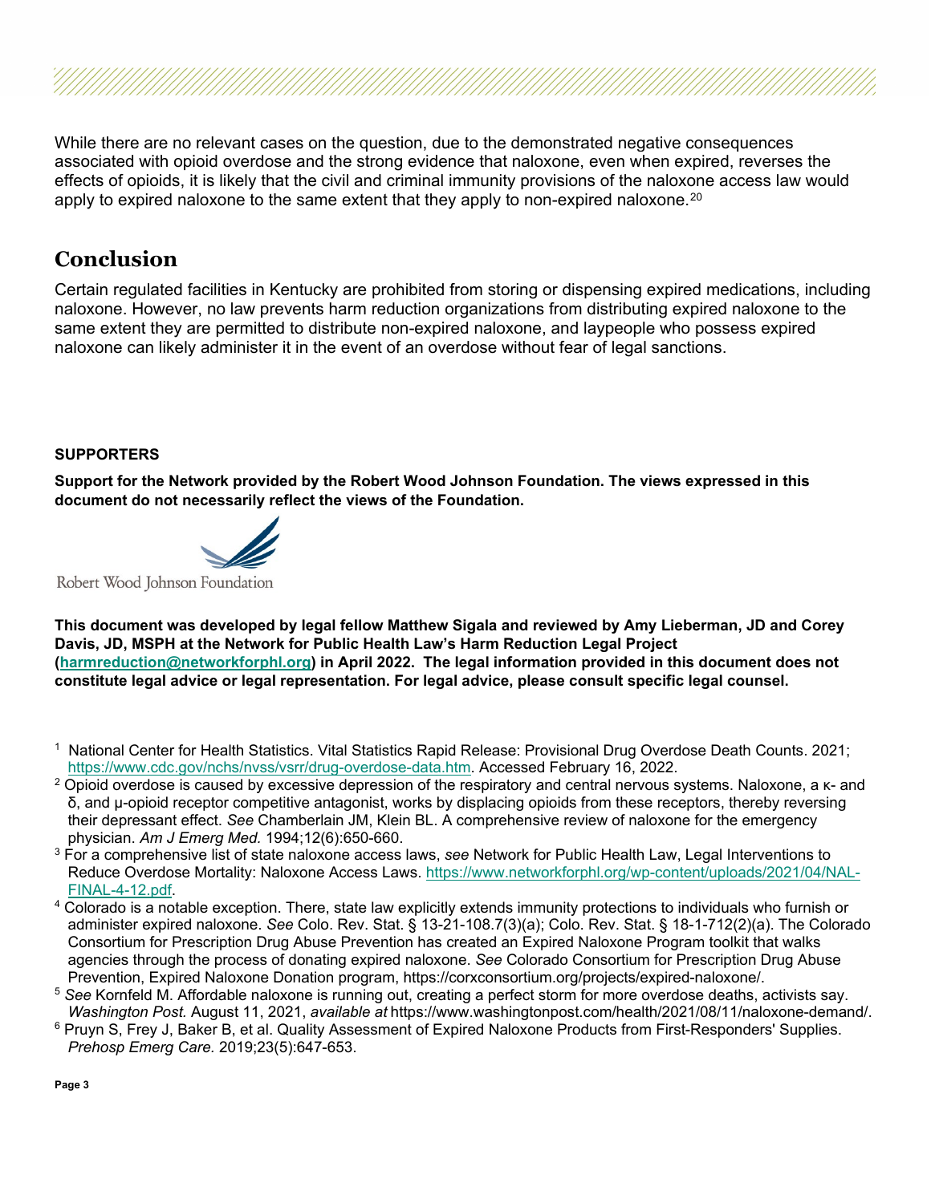While there are no relevant cases on the question, due to the demonstrated negative consequences associated with opioid overdose and the strong evidence that naloxone, even when expired, reverses the effects of opioids, it is likely that the civil and criminal immunity provisions of the naloxone access law would apply to expired naloxone to the same extent that they apply to non-expired naloxone.[20]

## Conclusion

Certain regulated facilities in Kentucky are prohibited from storing or dispensing expired medications, including naloxone. However, no law prevents harm reduction organizations from distributing expired naloxone to the same extent they are permitted to distribute non-expired naloxone, and laypeople who possess expired naloxone can likely administer it in the event of an overdose without fear of legal sanctions.

**SUPPORTERS**

**Support for the Network provided by the Robert Wood Johnson Foundation. The views expressed in this document do not necessarily reflect the views of the Foundation.**

Robert Wood Johnson Foundation

**This document was developed by legal fellow Matthew Sigala and reviewed by Amy Lieberman, JD and Corey Davis, JD, MSPH at the Network for Public Health Law's Harm Reduction Legal Project (harmreduction@networkforphl.org) in April 2022. The legal information provided in this document does not constitute legal advice or legal representation. For legal advice, please consult specific legal counsel.**

[1] National Center for Health Statistics. Vital Statistics Rapid Release: Provisional Drug Overdose Death Counts. 2021; https://www.cdc.gov/nchs/nvss/vsrr/drug-overdose-data.htm. Accessed February 16, 2022.

[2] Opioid overdose is caused by excessive depression of the respiratory and central nervous systems. Naloxone, a κ- and δ, and μ-opioid receptor competitive antagonist, works by displacing opioids from these receptors, thereby reversing their depressant effect. *See* Chamberlain JM, Klein BL. A comprehensive review of naloxone for the emergency physician. *Am J Emerg Med.* 1994;12(6):650-660.

[3] For a comprehensive list of state naloxone access laws, *see* Network for Public Health Law, Legal Interventions to Reduce Overdose Mortality: Naloxone Access Laws. https://www.networkforphl.org/wp-content/uploads/2021/04/NAL-FINAL-4-12.pdf.

[4] Colorado is a notable exception. There, state law explicitly extends immunity protections to individuals who furnish or administer expired naloxone. *See* Colo. Rev. Stat. § 13-21-108.7(3)(a); Colo. Rev. Stat. § 18-1-712(2)(a). The Colorado Consortium for Prescription Drug Abuse Prevention has created an Expired Naloxone Program toolkit that walks agencies through the process of donating expired naloxone. *See* Colorado Consortium for Prescription Drug Abuse Prevention, Expired Naloxone Donation program, https://corxconsortium.org/projects/expired-naloxone/.

[5] *See* Kornfeld M. Affordable naloxone is running out, creating a perfect storm for more overdose deaths, activists say. *Washington Post.* August 11, 2021, *available at* https://www.washingtonpost.com/health/2021/08/11/naloxone-demand/.

[6] Pruyn S, Frey J, Baker B, et al. Quality Assessment of Expired Naloxone Products from First-Responders' Supplies. *Prehosp Emerg Care.* 2019;23(5):647-653.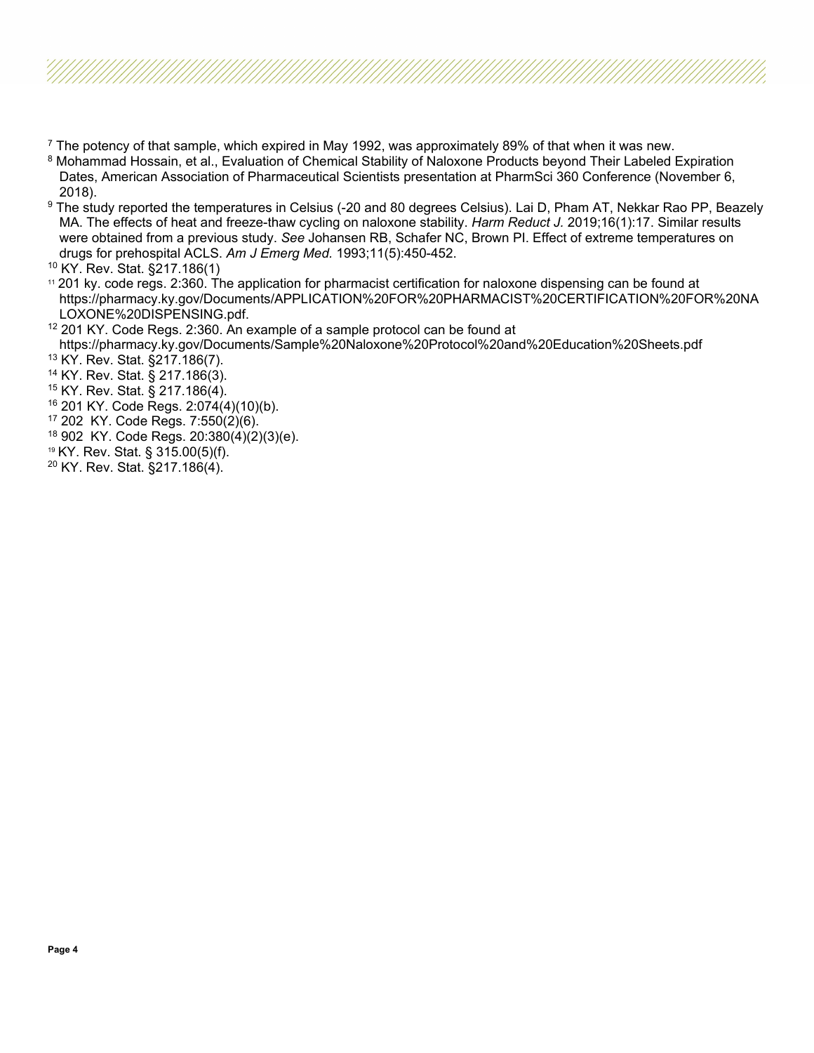[7] The potency of that sample, which expired in May 1992, was approximately 89% of that when it was new.

[8] Mohammad Hossain, et al., Evaluation of Chemical Stability of Naloxone Products beyond Their Labeled Expiration Dates, American Association of Pharmaceutical Scientists presentation at PharmSci 360 Conference (November 6, 2018).

[9] The study reported the temperatures in Celsius (-20 and 80 degrees Celsius). Lai D, Pham AT, Nekkar Rao PP, Beazely MA. The effects of heat and freeze-thaw cycling on naloxone stability. *Harm Reduct J.* 2019;16(1):17. Similar results were obtained from a previous study. *See* Johansen RB, Schafer NC, Brown PI. Effect of extreme temperatures on drugs for prehospital ACLS. *Am J Emerg Med.* 1993;11(5):450-452.

[10] KY. Rev. Stat. §217.186(1)

[11] 201 ky. code regs. 2:360. The application for pharmacist certification for naloxone dispensing can be found at https://pharmacy.ky.gov/Documents/APPLICATION%20FOR%20PHARMACIST%20CERTIFICATION%20FOR%20NALOXONE%20DISPENSING.pdf.

[12] 201 KY. Code Regs. 2:360. An example of a sample protocol can be found at https://pharmacy.ky.gov/Documents/Sample%20Naloxone%20Protocol%20and%20Education%20Sheets.pdf

[13] KY. Rev. Stat. §217.186(7).

[14] KY. Rev. Stat. § 217.186(3).

[15] KY. Rev. Stat. § 217.186(4).

[16] 201 KY. Code Regs. 2:074(4)(10)(b).

[17] 202 KY. Code Regs. 7:550(2)(6).

[18] 902 KY. Code Regs. 20:380(4)(2)(3)(e).

[19] KY. Rev. Stat. § 315.00(5)(f).

[20] KY. Rev. Stat. §217.186(4).